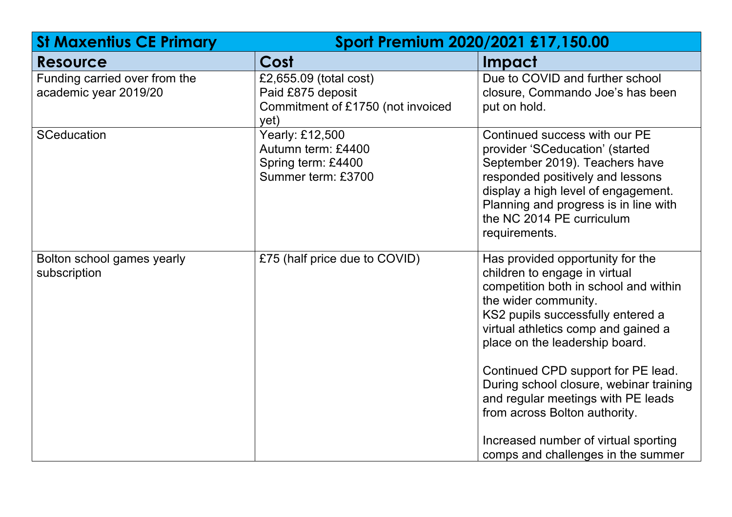| St Maxentius CE Primary | Sport Premium 2020/2021 £17,150.00 | |
|---|---|---|
| **Resource** | **Cost** | **Impact** |
| Funding carried over from the academic year 2019/20 | £2,655.09 (total cost)<br>Paid £875 deposit<br>Commitment of £1750 (not invoiced yet) | Due to COVID and further school closure, Commando Joe's has been put on hold. |
| SCeducation | Yearly: £12,500<br>Autumn term: £4400<br>Spring term: £4400<br>Summer term: £3700 | Continued success with our PE provider 'SCeducation' (started September 2019). Teachers have responded positively and lessons display a high level of engagement. Planning and progress is in line with the NC 2014 PE curriculum requirements. |
| Bolton school games yearly subscription | £75 (half price due to COVID) | Has provided opportunity for the children to engage in virtual competition both in school and within the wider community.<br>KS2 pupils successfully entered a virtual athletics comp and gained a place on the leadership board.<br><br>Continued CPD support for PE lead. During school closure, webinar training and regular meetings with PE leads from across Bolton authority.<br><br>Increased number of virtual sporting comps and challenges in the summer |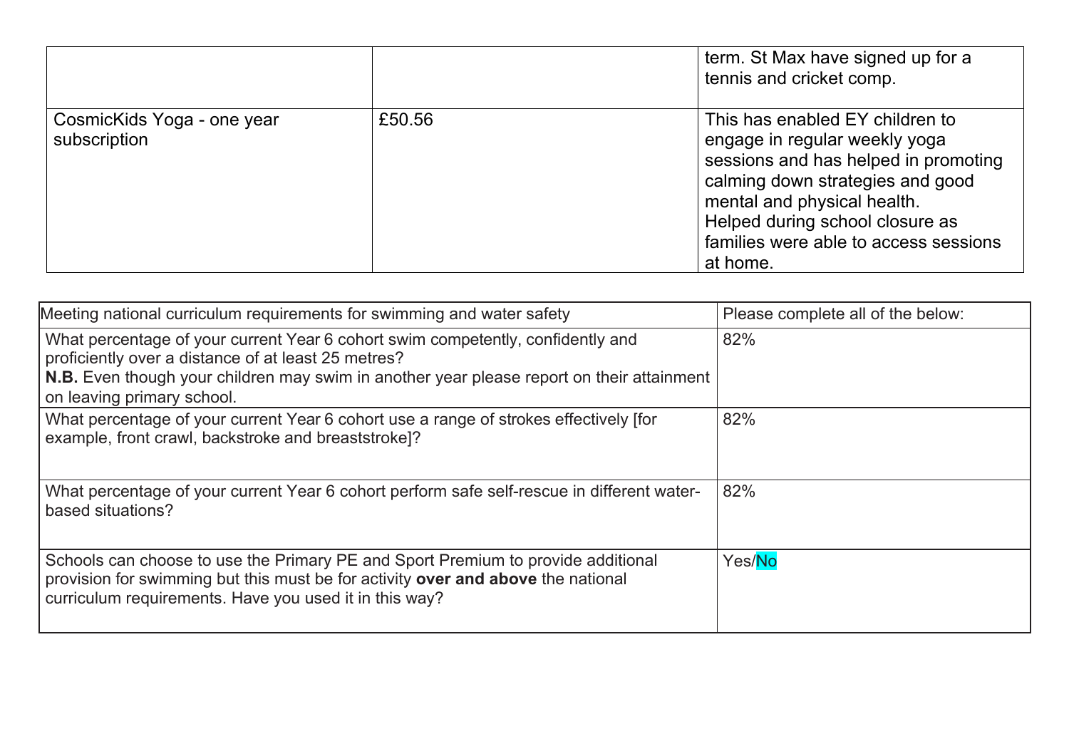| | | |
|---|---|---|
| | | term. St Max have signed up for a tennis and cricket comp. |
| CosmicKids Yoga - one year subscription | £50.56 | This has enabled EY children to engage in regular weekly yoga sessions and has helped in promoting calming down strategies and good mental and physical health.<br>Helped during school closure as families were able to access sessions at home. |

| Meeting national curriculum requirements for swimming and water safety | Please complete all of the below: |
|---|---|
| What percentage of your current Year 6 cohort swim competently, confidently and proficiently over a distance of at least 25 metres?<br>**N.B.** Even though your children may swim in another year please report on their attainment on leaving primary school. | 82% |
| What percentage of your current Year 6 cohort use a range of strokes effectively [for example, front crawl, backstroke and breaststroke]? | 82% |
| What percentage of your current Year 6 cohort perform safe self-rescue in different water-based situations? | 82% |
| Schools can choose to use the Primary PE and Sport Premium to provide additional provision for swimming but this must be for activity **over and above** the national curriculum requirements. Have you used it in this way? | Yes/No |